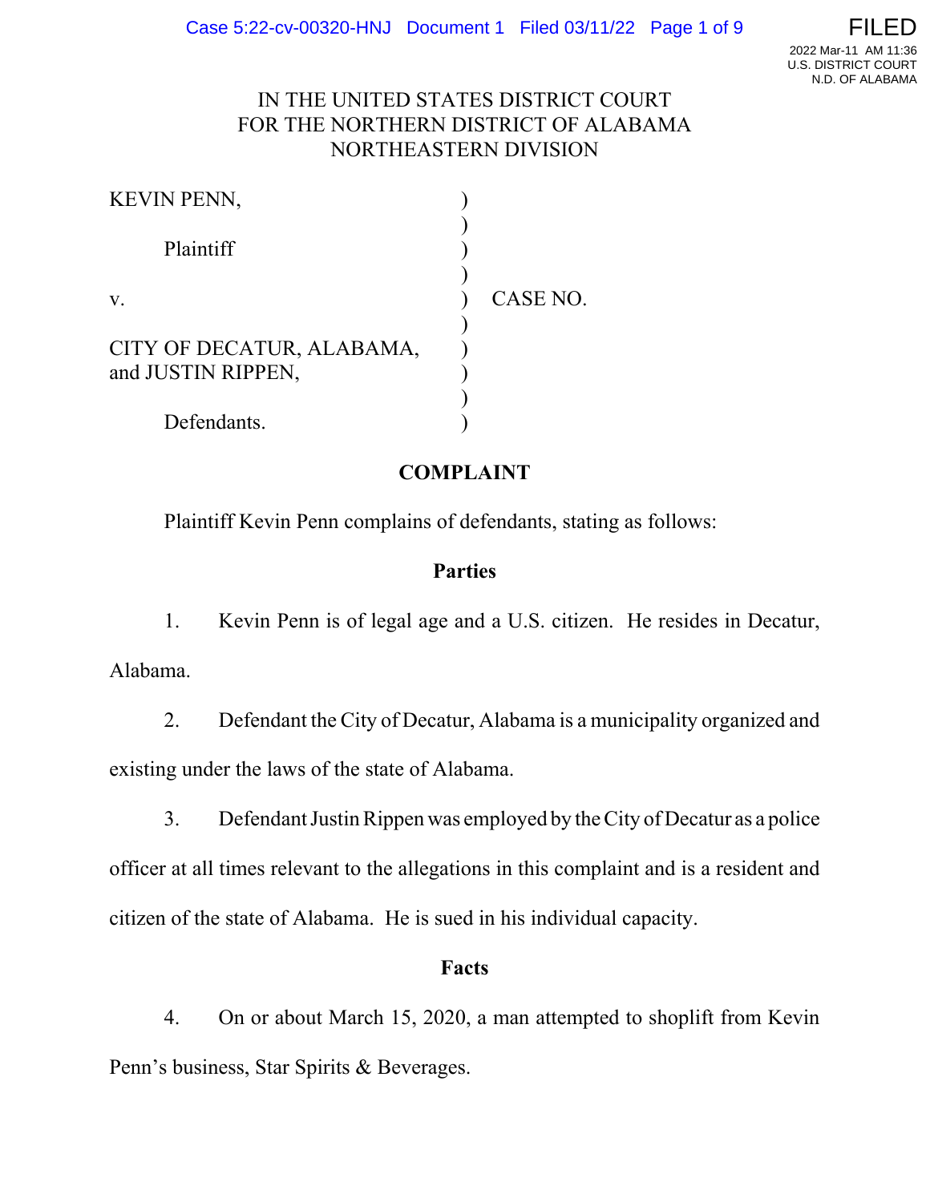IN THE UNITED STATES DISTRICT COURT
FOR THE NORTHERN DISTRICT OF ALABAMA
NORTHEASTERN DIVISION

| | | |
|---|---|---|
| KEVIN PENN, | ) | |
| Plaintiff | ) | |
| v. | ) | CASE NO. |
| CITY OF DECATUR, ALABAMA, and JUSTIN RIPPEN, | ) | |
| Defendants. | ) | |

## COMPLAINT

Plaintiff Kevin Penn complains of defendants, stating as follows:

### Parties

1. Kevin Penn is of legal age and a U.S. citizen. He resides in Decatur, Alabama.

2. Defendant the City of Decatur, Alabama is a municipality organized and existing under the laws of the state of Alabama.

3. Defendant Justin Rippen was employed by the City of Decatur as a police officer at all times relevant to the allegations in this complaint and is a resident and citizen of the state of Alabama. He is sued in his individual capacity.

### Facts

4. On or about March 15, 2020, a man attempted to shoplift from Kevin Penn's business, Star Spirits & Beverages.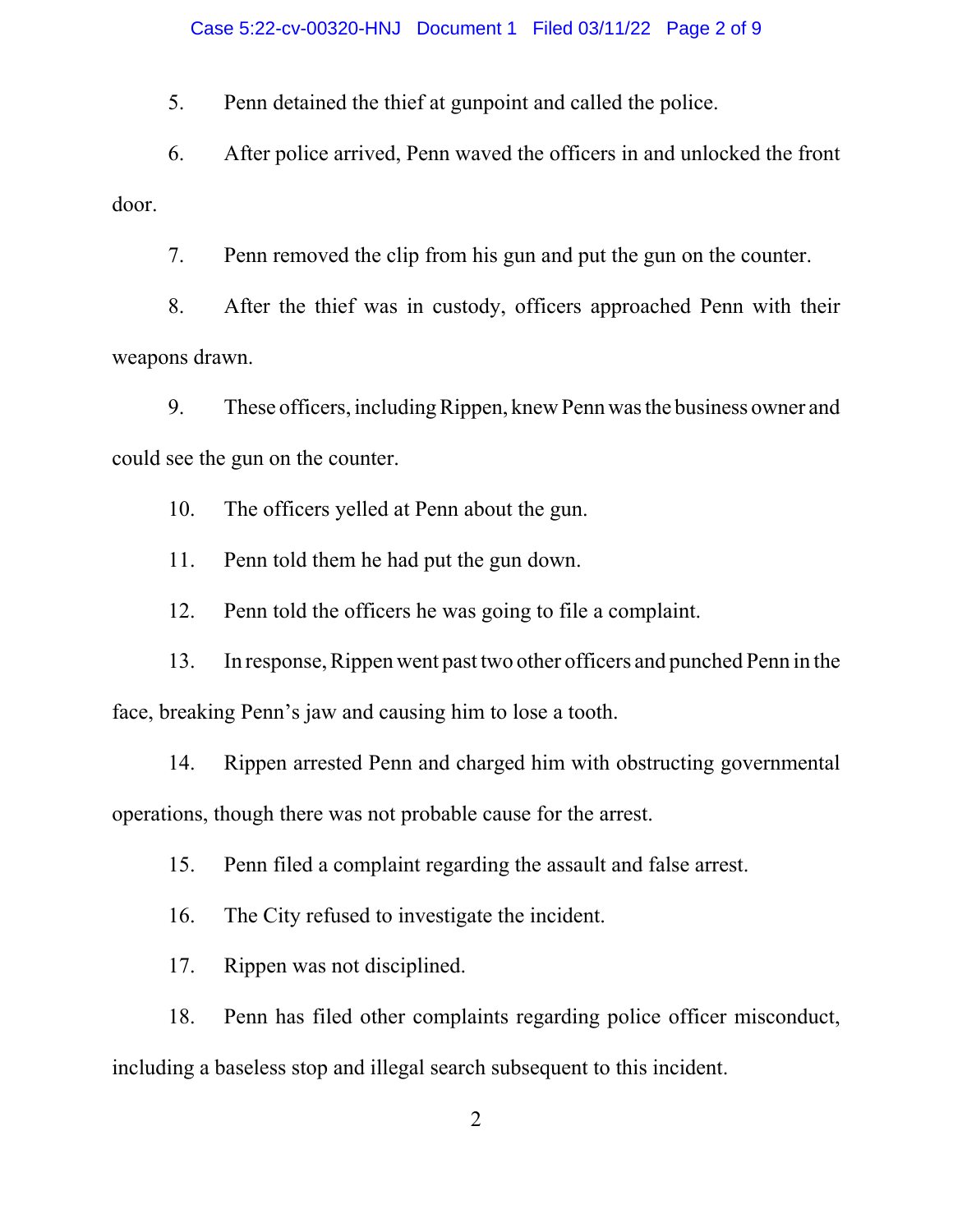5. Penn detained the thief at gunpoint and called the police.

6. After police arrived, Penn waved the officers in and unlocked the front door.

7. Penn removed the clip from his gun and put the gun on the counter.

8. After the thief was in custody, officers approached Penn with their weapons drawn.

9. These officers, including Rippen, knew Penn was the business owner and could see the gun on the counter.

10. The officers yelled at Penn about the gun.

11. Penn told them he had put the gun down.

12. Penn told the officers he was going to file a complaint.

13. In response, Rippen went past two other officers and punched Penn in the face, breaking Penn's jaw and causing him to lose a tooth.

14. Rippen arrested Penn and charged him with obstructing governmental operations, though there was not probable cause for the arrest.

15. Penn filed a complaint regarding the assault and false arrest.

16. The City refused to investigate the incident.

17. Rippen was not disciplined.

18. Penn has filed other complaints regarding police officer misconduct, including a baseless stop and illegal search subsequent to this incident.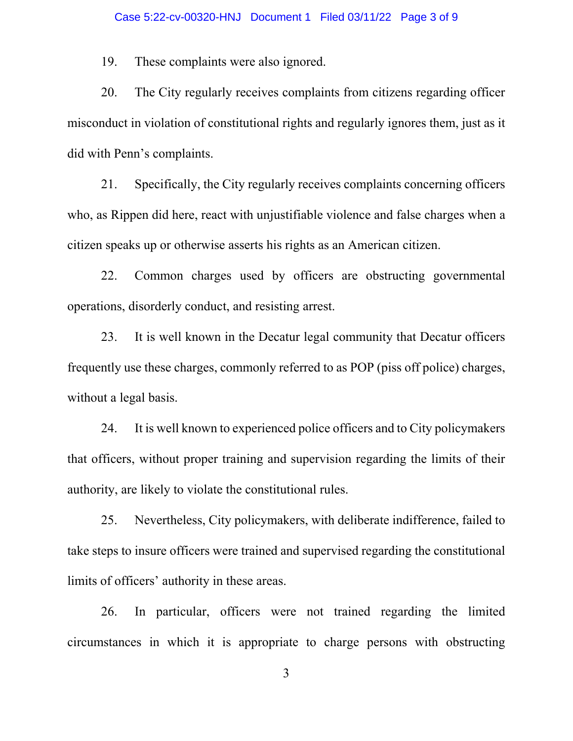19. These complaints were also ignored.

20. The City regularly receives complaints from citizens regarding officer misconduct in violation of constitutional rights and regularly ignores them, just as it did with Penn's complaints.

21. Specifically, the City regularly receives complaints concerning officers who, as Rippen did here, react with unjustifiable violence and false charges when a citizen speaks up or otherwise asserts his rights as an American citizen.

22. Common charges used by officers are obstructing governmental operations, disorderly conduct, and resisting arrest.

23. It is well known in the Decatur legal community that Decatur officers frequently use these charges, commonly referred to as POP (piss off police) charges, without a legal basis.

24. It is well known to experienced police officers and to City policymakers that officers, without proper training and supervision regarding the limits of their authority, are likely to violate the constitutional rules.

25. Nevertheless, City policymakers, with deliberate indifference, failed to take steps to insure officers were trained and supervised regarding the constitutional limits of officers' authority in these areas.

26. In particular, officers were not trained regarding the limited circumstances in which it is appropriate to charge persons with obstructing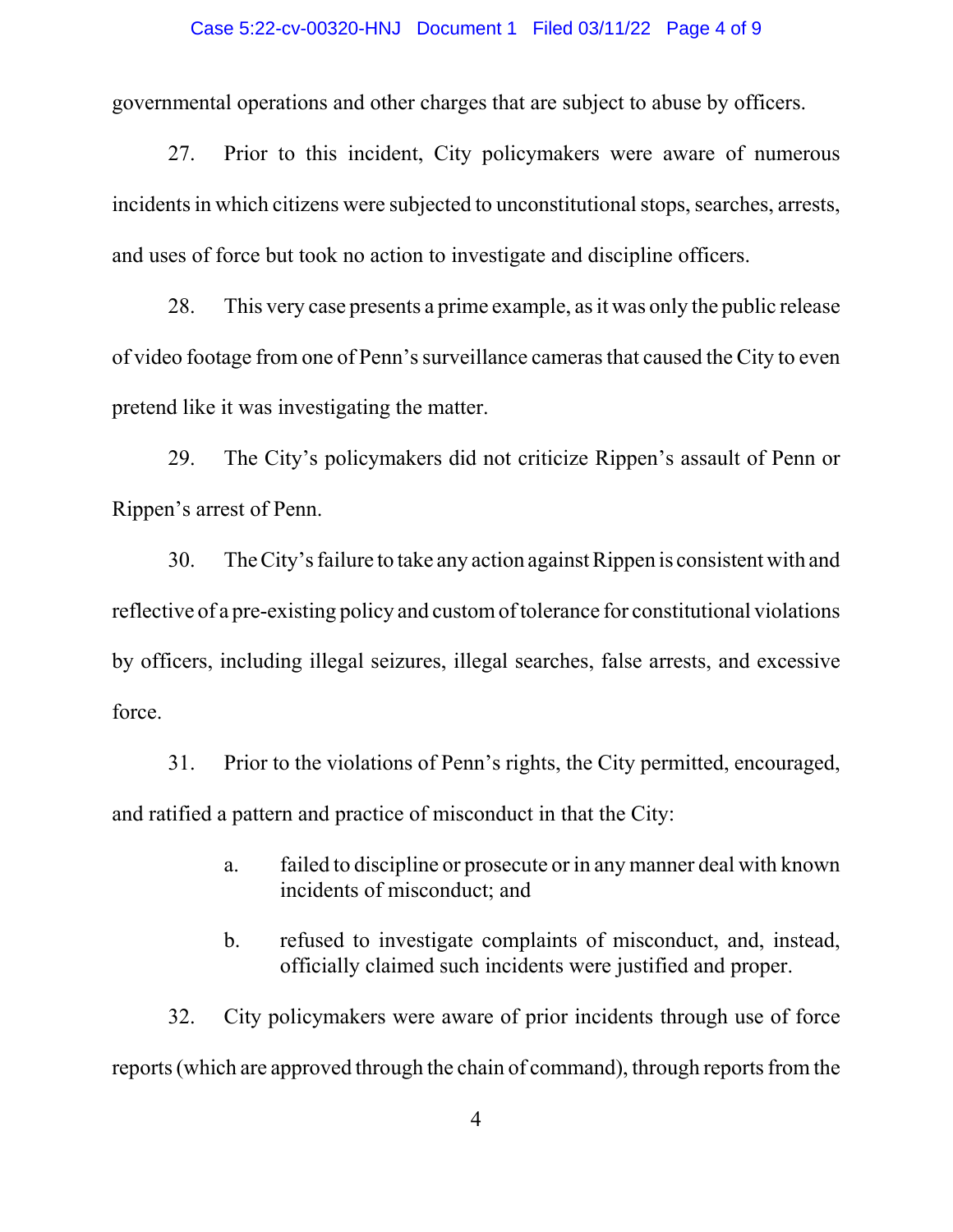governmental operations and other charges that are subject to abuse by officers.

27. Prior to this incident, City policymakers were aware of numerous incidents in which citizens were subjected to unconstitutional stops, searches, arrests, and uses of force but took no action to investigate and discipline officers.

28. This very case presents a prime example, as it was only the public release of video footage from one of Penn's surveillance cameras that caused the City to even pretend like it was investigating the matter.

29. The City's policymakers did not criticize Rippen's assault of Penn or Rippen's arrest of Penn.

30. The City's failure to take any action against Rippen is consistent with and reflective of a pre-existing policy and custom of tolerance for constitutional violations by officers, including illegal seizures, illegal searches, false arrests, and excessive force.

31. Prior to the violations of Penn's rights, the City permitted, encouraged, and ratified a pattern and practice of misconduct in that the City:

> a. failed to discipline or prosecute or in any manner deal with known incidents of misconduct; and
>
> b. refused to investigate complaints of misconduct, and, instead, officially claimed such incidents were justified and proper.

32. City policymakers were aware of prior incidents through use of force reports (which are approved through the chain of command), through reports from the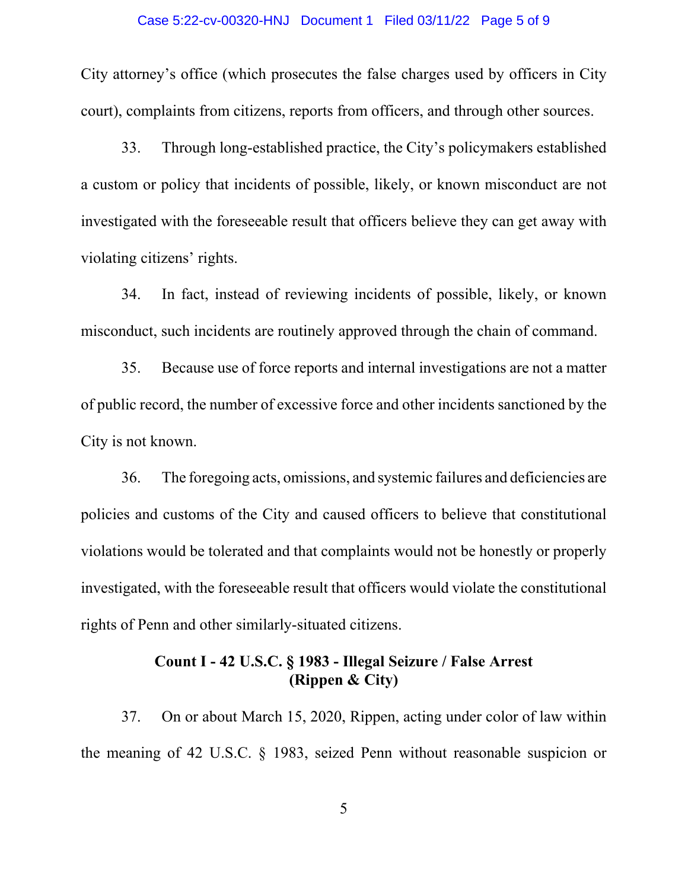City attorney's office (which prosecutes the false charges used by officers in City court), complaints from citizens, reports from officers, and through other sources.

33. Through long-established practice, the City's policymakers established a custom or policy that incidents of possible, likely, or known misconduct are not investigated with the foreseeable result that officers believe they can get away with violating citizens' rights.

34. In fact, instead of reviewing incidents of possible, likely, or known misconduct, such incidents are routinely approved through the chain of command.

35. Because use of force reports and internal investigations are not a matter of public record, the number of excessive force and other incidents sanctioned by the City is not known.

36. The foregoing acts, omissions, and systemic failures and deficiencies are policies and customs of the City and caused officers to believe that constitutional violations would be tolerated and that complaints would not be honestly or properly investigated, with the foreseeable result that officers would violate the constitutional rights of Penn and other similarly-situated citizens.

### Count I - 42 U.S.C. § 1983 - Illegal Seizure / False Arrest (Rippen & City)

37. On or about March 15, 2020, Rippen, acting under color of law within the meaning of 42 U.S.C. § 1983, seized Penn without reasonable suspicion or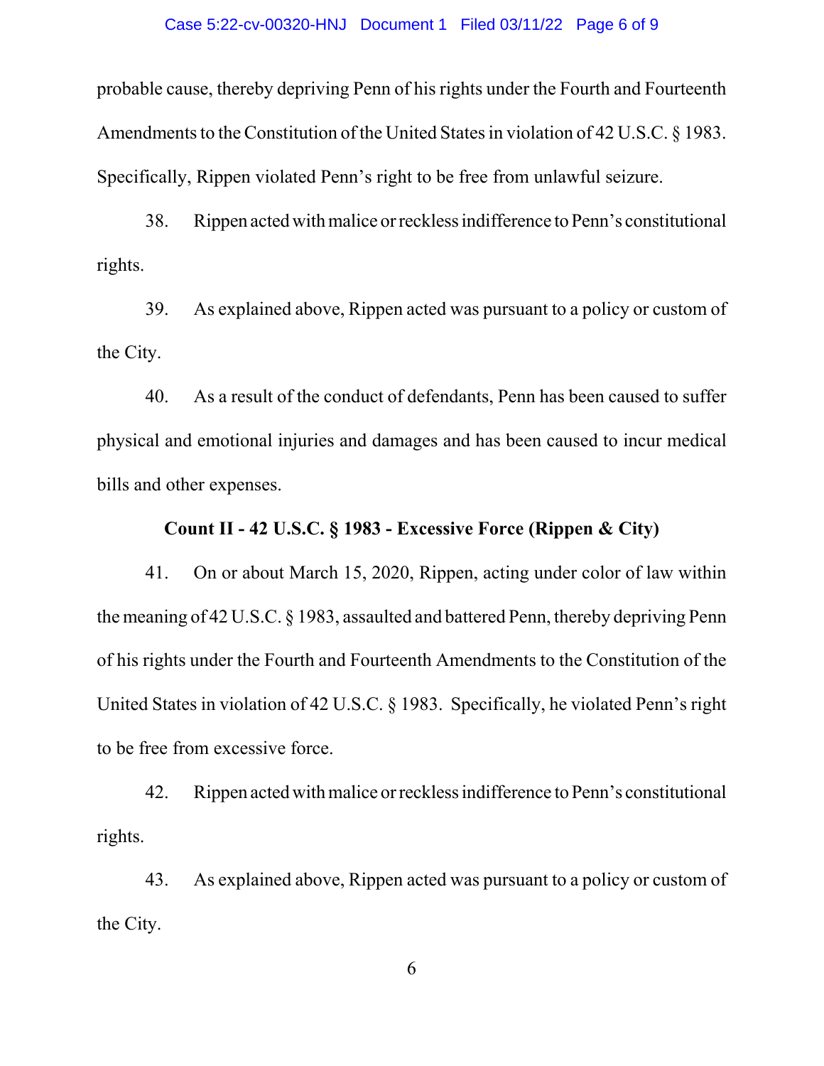probable cause, thereby depriving Penn of his rights under the Fourth and Fourteenth Amendments to the Constitution of the United States in violation of 42 U.S.C. § 1983. Specifically, Rippen violated Penn's right to be free from unlawful seizure.

38. Rippen acted with malice or reckless indifference to Penn's constitutional rights.

39. As explained above, Rippen acted was pursuant to a policy or custom of the City.

40. As a result of the conduct of defendants, Penn has been caused to suffer physical and emotional injuries and damages and has been caused to incur medical bills and other expenses.

**Count II - 42 U.S.C. § 1983 - Excessive Force (Rippen & City)**

41. On or about March 15, 2020, Rippen, acting under color of law within the meaning of 42 U.S.C. § 1983, assaulted and battered Penn, thereby depriving Penn of his rights under the Fourth and Fourteenth Amendments to the Constitution of the United States in violation of 42 U.S.C. § 1983. Specifically, he violated Penn's right to be free from excessive force.

42. Rippen acted with malice or reckless indifference to Penn's constitutional rights.

43. As explained above, Rippen acted was pursuant to a policy or custom of the City.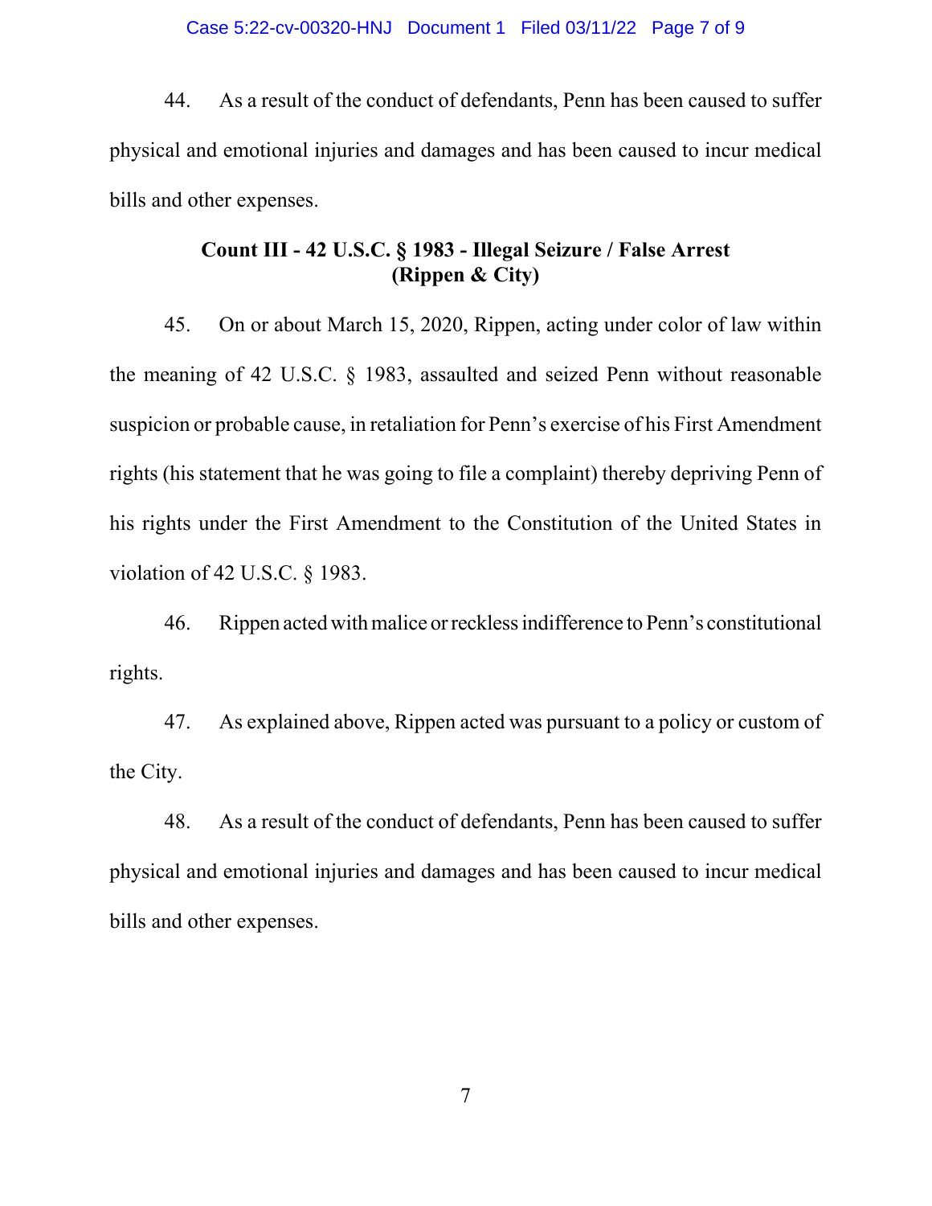44. As a result of the conduct of defendants, Penn has been caused to suffer physical and emotional injuries and damages and has been caused to incur medical bills and other expenses.

**Count III - 42 U.S.C. § 1983 - Illegal Seizure / False Arrest**
**(Rippen & City)**

45. On or about March 15, 2020, Rippen, acting under color of law within the meaning of 42 U.S.C. § 1983, assaulted and seized Penn without reasonable suspicion or probable cause, in retaliation for Penn's exercise of his First Amendment rights (his statement that he was going to file a complaint) thereby depriving Penn of his rights under the First Amendment to the Constitution of the United States in violation of 42 U.S.C. § 1983.

46. Rippen acted with malice or reckless indifference to Penn's constitutional rights.

47. As explained above, Rippen acted was pursuant to a policy or custom of the City.

48. As a result of the conduct of defendants, Penn has been caused to suffer physical and emotional injuries and damages and has been caused to incur medical bills and other expenses.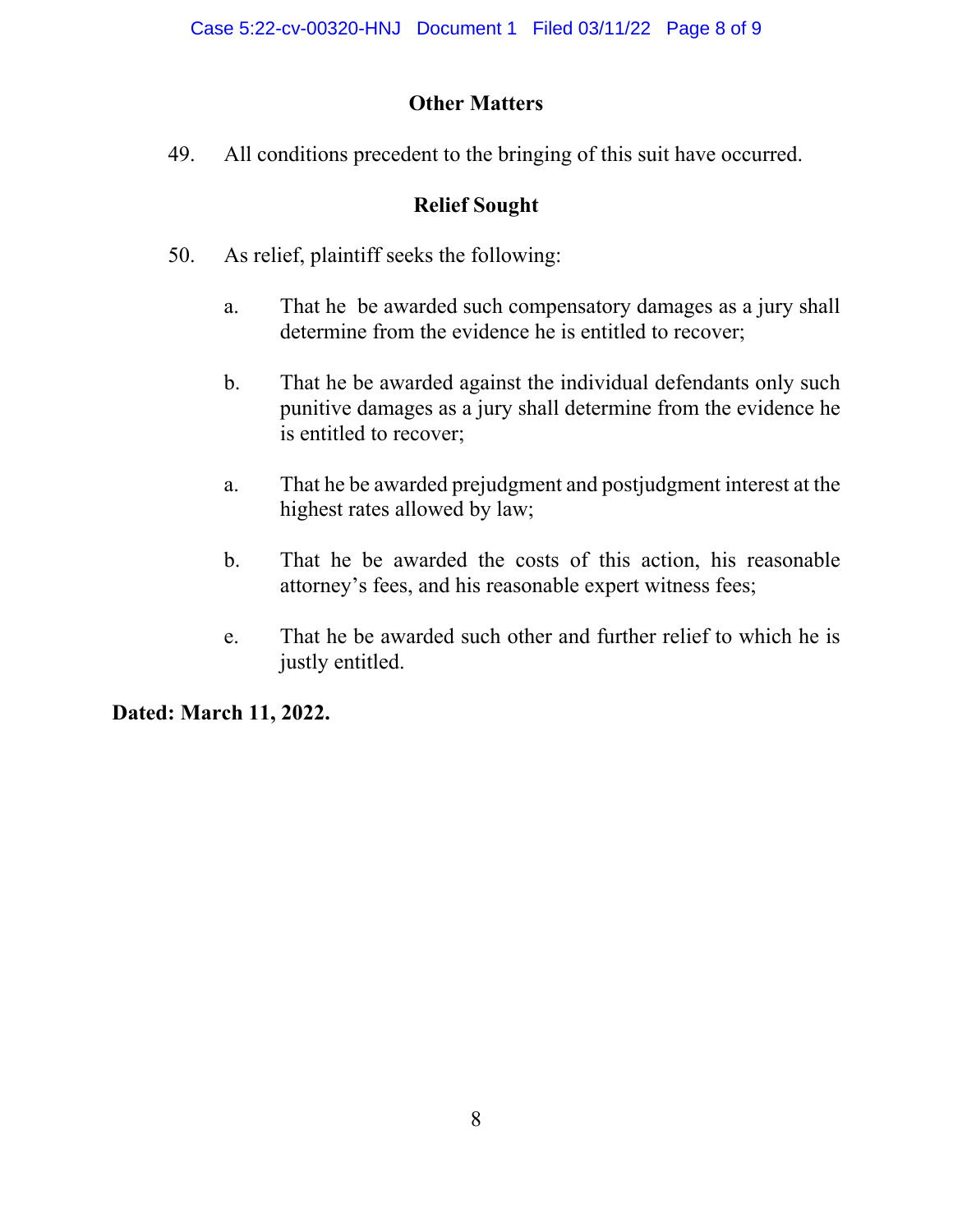### Other Matters

49. All conditions precedent to the bringing of this suit have occurred.

### Relief Sought

50. As relief, plaintiff seeks the following:

    a. That he be awarded such compensatory damages as a jury shall determine from the evidence he is entitled to recover;

    b. That he be awarded against the individual defendants only such punitive damages as a jury shall determine from the evidence he is entitled to recover;

    a. That he be awarded prejudgment and postjudgment interest at the highest rates allowed by law;

    b. That he be awarded the costs of this action, his reasonable attorney's fees, and his reasonable expert witness fees;

    e. That he be awarded such other and further relief to which he is justly entitled.

**Dated: March 11, 2022.**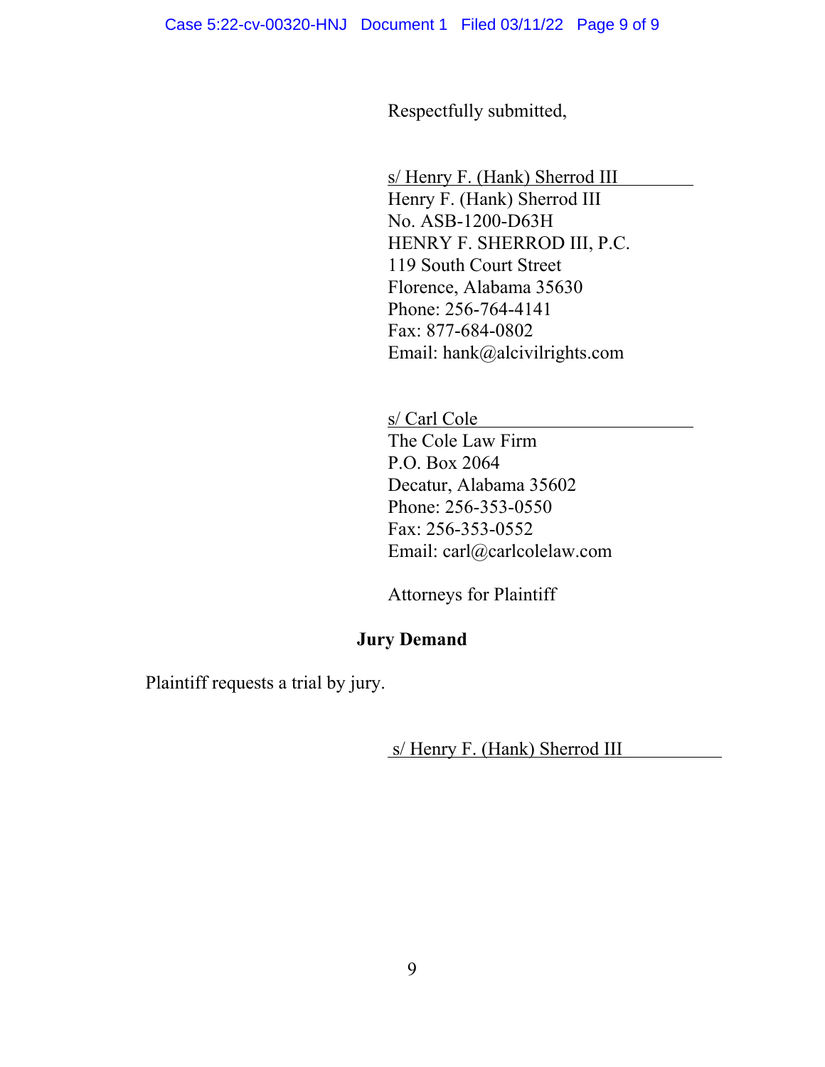Respectfully submitted,

s/ Henry F. (Hank) Sherrod III
Henry F. (Hank) Sherrod III
No. ASB-1200-D63H
HENRY F. SHERROD III, P.C.
119 South Court Street
Florence, Alabama 35630
Phone: 256-764-4141
Fax: 877-684-0802
Email: hank@alcivilrights.com

s/ Carl Cole
The Cole Law Firm
P.O. Box 2064
Decatur, Alabama 35602
Phone: 256-353-0550
Fax: 256-353-0552
Email: carl@carlcolelaw.com

Attorneys for Plaintiff

**Jury Demand**

Plaintiff requests a trial by jury.

s/ Henry F. (Hank) Sherrod III